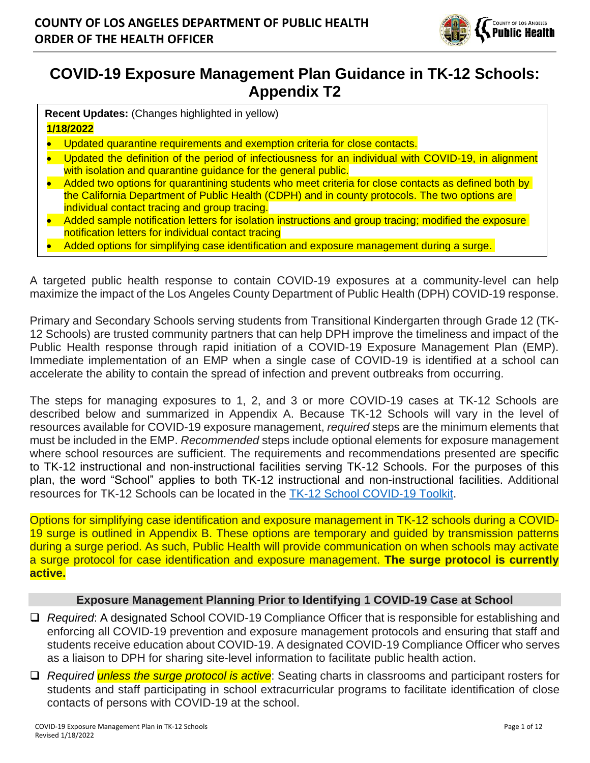**COUNTY OF LOS ANGELES DEPARTMENT OF PUBLIC HEALTH**
**ORDER OF THE HEALTH OFFICER**

# COVID-19 Exposure Management Plan Guidance in TK-12 Schools: Appendix T2

**Recent Updates:** (Changes highlighted in yellow)

**1/18/2022**

- Updated quarantine requirements and exemption criteria for close contacts.
- Updated the definition of the period of infectiousness for an individual with COVID-19, in alignment with isolation and quarantine guidance for the general public.
- Added two options for quarantining students who meet criteria for close contacts as defined both by the California Department of Public Health (CDPH) and in county protocols. The two options are individual contact tracing and group tracing.
- Added sample notification letters for isolation instructions and group tracing; modified the exposure notification letters for individual contact tracing
- Added options for simplifying case identification and exposure management during a surge.

A targeted public health response to contain COVID-19 exposures at a community-level can help maximize the impact of the Los Angeles County Department of Public Health (DPH) COVID-19 response.

Primary and Secondary Schools serving students from Transitional Kindergarten through Grade 12 (TK-12 Schools) are trusted community partners that can help DPH improve the timeliness and impact of the Public Health response through rapid initiation of a COVID-19 Exposure Management Plan (EMP). Immediate implementation of an EMP when a single case of COVID-19 is identified at a school can accelerate the ability to contain the spread of infection and prevent outbreaks from occurring.

The steps for managing exposures to 1, 2, and 3 or more COVID-19 cases at TK-12 Schools are described below and summarized in Appendix A. Because TK-12 Schools will vary in the level of resources available for COVID-19 exposure management, *required* steps are the minimum elements that must be included in the EMP. *Recommended* steps include optional elements for exposure management where school resources are sufficient. The requirements and recommendations presented are specific to TK-12 instructional and non-instructional facilities serving TK-12 Schools. For the purposes of this plan, the word "School" applies to both TK-12 instructional and non-instructional facilities. Additional resources for TK-12 Schools can be located in the TK-12 School COVID-19 Toolkit.

Options for simplifying case identification and exposure management in TK-12 schools during a COVID-19 surge is outlined in Appendix B. These options are temporary and guided by transmission patterns during a surge period. As such, Public Health will provide communication on when schools may activate a surge protocol for case identification and exposure management. **The surge protocol is currently active.**

## Exposure Management Planning Prior to Identifying 1 COVID-19 Case at School

- ❑ *Required*: A designated School COVID-19 Compliance Officer that is responsible for establishing and enforcing all COVID-19 prevention and exposure management protocols and ensuring that staff and students receive education about COVID-19. A designated COVID-19 Compliance Officer who serves as a liaison to DPH for sharing site-level information to facilitate public health action.
- ❑ *Required unless the surge protocol is active*: Seating charts in classrooms and participant rosters for students and staff participating in school extracurricular programs to facilitate identification of close contacts of persons with COVID-19 at the school.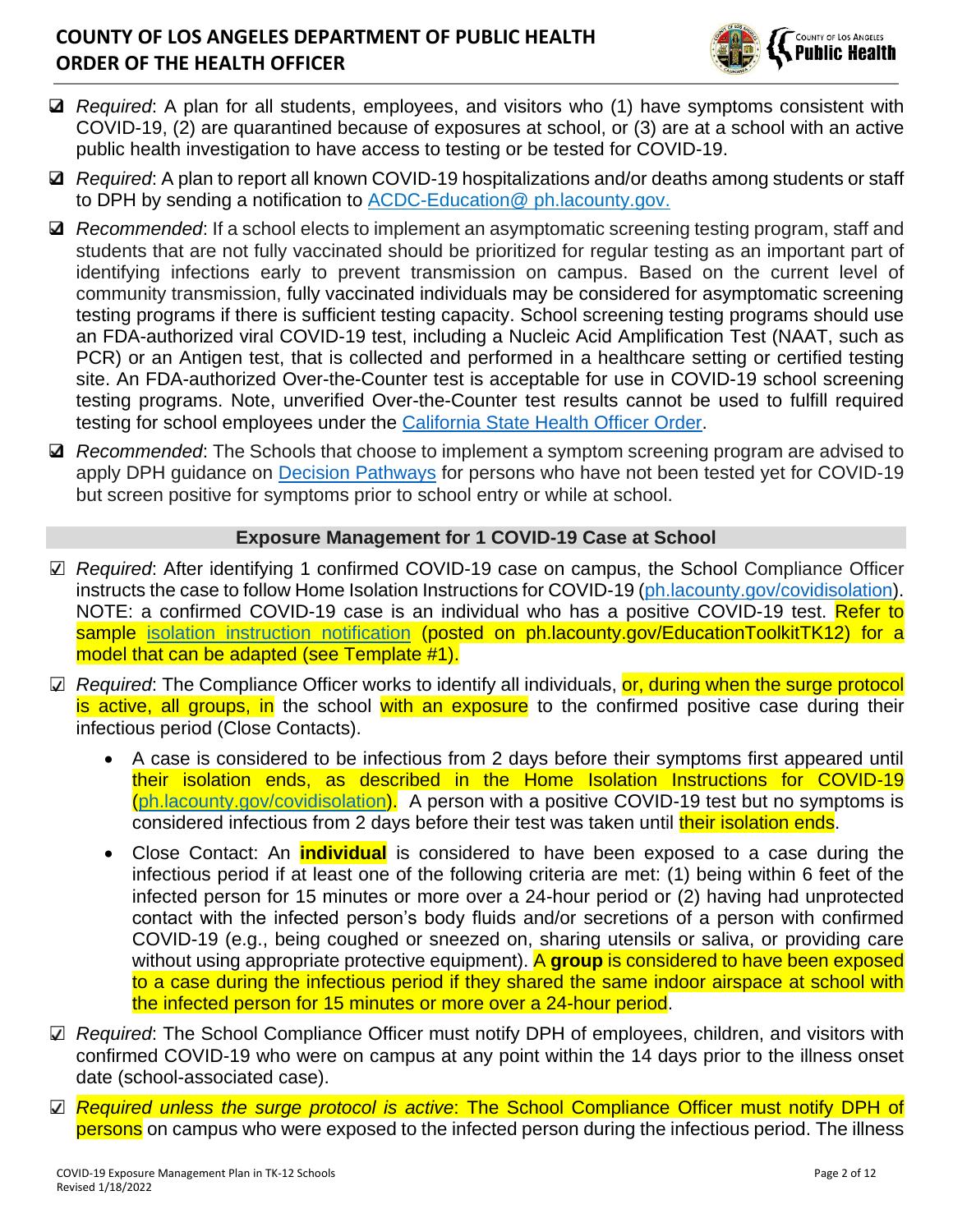- ☑ *Required*: A plan for all students, employees, and visitors who (1) have symptoms consistent with COVID-19, (2) are quarantined because of exposures at school, or (3) are at a school with an active public health investigation to have access to testing or be tested for COVID-19.
- ☑ *Required*: A plan to report all known COVID-19 hospitalizations and/or deaths among students or staff to DPH by sending a notification to [ACDC-Education@ ph.lacounty.gov.](mailto:ACDC-Education@ph.lacounty.gov)
- ☑ *Recommended*: If a school elects to implement an asymptomatic screening testing program, staff and students that are not fully vaccinated should be prioritized for regular testing as an important part of identifying infections early to prevent transmission on campus. Based on the current level of community transmission, fully vaccinated individuals may be considered for asymptomatic screening testing programs if there is sufficient testing capacity. School screening testing programs should use an FDA-authorized viral COVID-19 test, including a Nucleic Acid Amplification Test (NAAT, such as PCR) or an Antigen test, that is collected and performed in a healthcare setting or certified testing site. An FDA-authorized Over-the-Counter test is acceptable for use in COVID-19 school screening testing programs. Note, unverified Over-the-Counter test results cannot be used to fulfill required testing for school employees under the California State Health Officer Order.
- ☑ *Recommended*: The Schools that choose to implement a symptom screening program are advised to apply DPH guidance on Decision Pathways for persons who have not been tested yet for COVID-19 but screen positive for symptoms prior to school entry or while at school.

## Exposure Management for 1 COVID-19 Case at School

- ☑ *Required*: After identifying 1 confirmed COVID-19 case on campus, the School Compliance Officer instructs the case to follow Home Isolation Instructions for COVID-19 (ph.lacounty.gov/covidisolation). NOTE: a confirmed COVID-19 case is an individual who has a positive COVID-19 test. Refer to sample isolation instruction notification (posted on ph.lacounty.gov/EducationToolkitTK12) for a model that can be adapted (see Template #1).
- ☑ *Required*: The Compliance Officer works to identify all individuals, or, during when the surge protocol is active, all groups, in the school with an exposure to the confirmed positive case during their infectious period (Close Contacts).
    - A case is considered to be infectious from 2 days before their symptoms first appeared until their isolation ends, as described in the Home Isolation Instructions for COVID-19 (ph.lacounty.gov/covidisolation). A person with a positive COVID-19 test but no symptoms is considered infectious from 2 days before their test was taken until their isolation ends.
    - Close Contact: An **individual** is considered to have been exposed to a case during the infectious period if at least one of the following criteria are met: (1) being within 6 feet of the infected person for 15 minutes or more over a 24-hour period or (2) having had unprotected contact with the infected person's body fluids and/or secretions of a person with confirmed COVID-19 (e.g., being coughed or sneezed on, sharing utensils or saliva, or providing care without using appropriate protective equipment). A **group** is considered to have been exposed to a case during the infectious period if they shared the same indoor airspace at school with the infected person for 15 minutes or more over a 24-hour period.
- ☑ *Required*: The School Compliance Officer must notify DPH of employees, children, and visitors with confirmed COVID-19 who were on campus at any point within the 14 days prior to the illness onset date (school-associated case).
- ☑ *Required unless the surge protocol is active*: The School Compliance Officer must notify DPH of persons on campus who were exposed to the infected person during the infectious period. The illness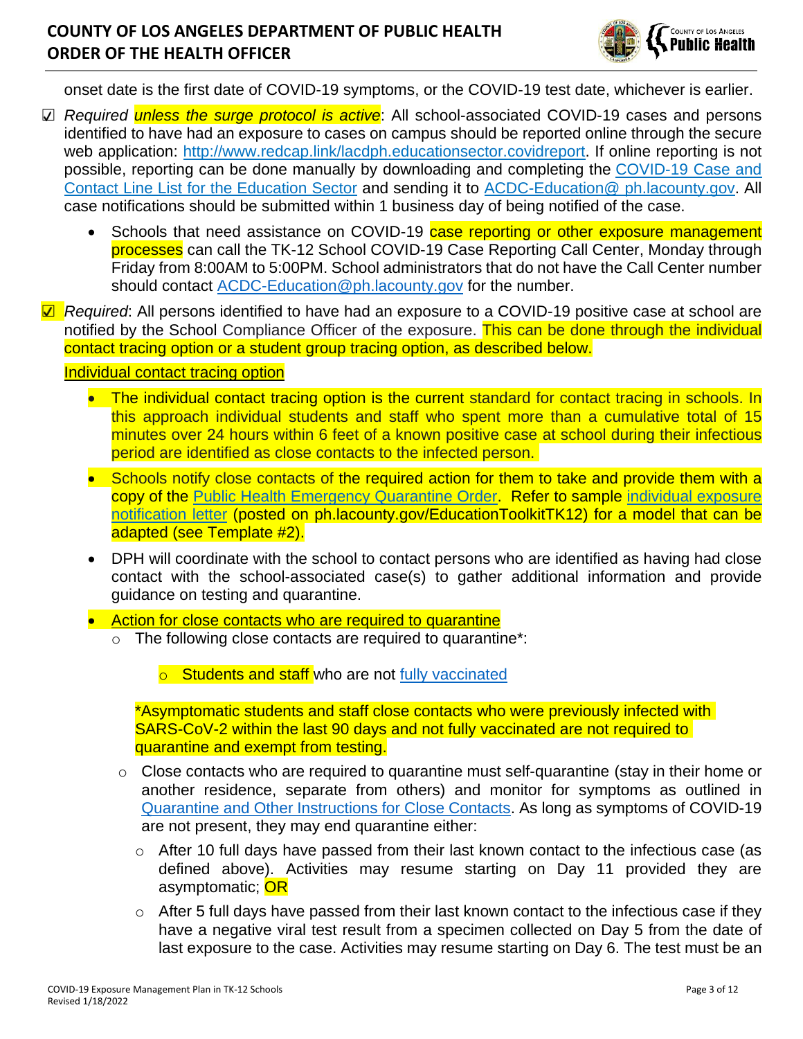onset date is the first date of COVID-19 symptoms, or the COVID-19 test date, whichever is earlier.

☑ *Required unless the surge protocol is active*: All school-associated COVID-19 cases and persons identified to have had an exposure to cases on campus should be reported online through the secure web application: http://www.redcap.link/lacdph.educationsector.covidreport. If online reporting is not possible, reporting can be done manually by downloading and completing the COVID-19 Case and Contact Line List for the Education Sector and sending it to ACDC-Education@ ph.lacounty.gov. All case notifications should be submitted within 1 business day of being notified of the case.

- Schools that need assistance on COVID-19 case reporting or other exposure management processes can call the TK-12 School COVID-19 Case Reporting Call Center, Monday through Friday from 8:00AM to 5:00PM. School administrators that do not have the Call Center number should contact ACDC-Education@ph.lacounty.gov for the number.

☑ *Required*: All persons identified to have had an exposure to a COVID-19 positive case at school are notified by the School Compliance Officer of the exposure. This can be done through the individual contact tracing option or a student group tracing option, as described below.

Individual contact tracing option

- The individual contact tracing option is the current standard for contact tracing in schools. In this approach individual students and staff who spent more than a cumulative total of 15 minutes over 24 hours within 6 feet of a known positive case at school during their infectious period are identified as close contacts to the infected person.
- Schools notify close contacts of the required action for them to take and provide them with a copy of the Public Health Emergency Quarantine Order. Refer to sample individual exposure notification letter (posted on ph.lacounty.gov/EducationToolkitTK12) for a model that can be adapted (see Template #2).
- DPH will coordinate with the school to contact persons who are identified as having had close contact with the school-associated case(s) to gather additional information and provide guidance on testing and quarantine.
- Action for close contacts who are required to quarantine
  - The following close contacts are required to quarantine*:
    - Students and staff who are not fully vaccinated

    *Asymptomatic students and staff close contacts who were previously infected with SARS-CoV-2 within the last 90 days and not fully vaccinated are not required to quarantine and exempt from testing.

  - Close contacts who are required to quarantine must self-quarantine (stay in their home or another residence, separate from others) and monitor for symptoms as outlined in Quarantine and Other Instructions for Close Contacts. As long as symptoms of COVID-19 are not present, they may end quarantine either:
    - After 10 full days have passed from their last known contact to the infectious case (as defined above). Activities may resume starting on Day 11 provided they are asymptomatic; OR
    - After 5 full days have passed from their last known contact to the infectious case if they have a negative viral test result from a specimen collected on Day 5 from the date of last exposure to the case. Activities may resume starting on Day 6. The test must be an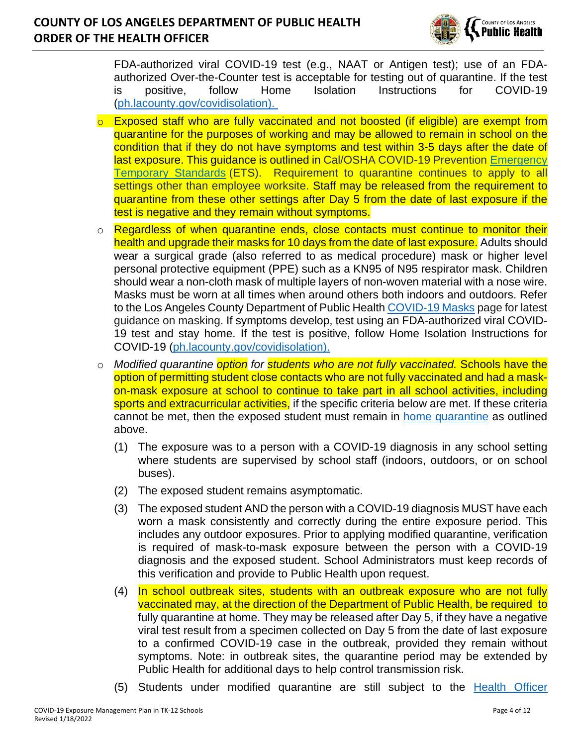FDA-authorized viral COVID-19 test (e.g., NAAT or Antigen test); use of an FDA-authorized Over-the-Counter test is acceptable for testing out of quarantine. If the test is positive, follow Home Isolation Instructions for COVID-19 (ph.lacounty.gov/covidisolation).

- Exposed staff who are fully vaccinated and not boosted (if eligible) are exempt from quarantine for the purposes of working and may be allowed to remain in school on the condition that if they do not have symptoms and test within 3-5 days after the date of last exposure. This guidance is outlined in Cal/OSHA COVID-19 Prevention Emergency Temporary Standards (ETS). Requirement to quarantine continues to apply to all settings other than employee worksite. Staff may be released from the requirement to quarantine from these other settings after Day 5 from the date of last exposure if the test is negative and they remain without symptoms.
- Regardless of when quarantine ends, close contacts must continue to monitor their health and upgrade their masks for 10 days from the date of last exposure. Adults should wear a surgical grade (also referred to as medical procedure) mask or higher level personal protective equipment (PPE) such as a KN95 of N95 respirator mask. Children should wear a non-cloth mask of multiple layers of non-woven material with a nose wire. Masks must be worn at all times when around others both indoors and outdoors. Refer to the Los Angeles County Department of Public Health COVID-19 Masks page for latest guidance on masking. If symptoms develop, test using an FDA-authorized viral COVID-19 test and stay home. If the test is positive, follow Home Isolation Instructions for COVID-19 (ph.lacounty.gov/covidisolation).
- *Modified quarantine option for students who are not fully vaccinated.* Schools have the option of permitting student close contacts who are not fully vaccinated and had a mask-on-mask exposure at school to continue to take part in all school activities, including sports and extracurricular activities, if the specific criteria below are met. If these criteria cannot be met, then the exposed student must remain in home quarantine as outlined above.
  1. The exposure was to a person with a COVID-19 diagnosis in any school setting where students are supervised by school staff (indoors, outdoors, or on school buses).
  2. The exposed student remains asymptomatic.
  3. The exposed student AND the person with a COVID-19 diagnosis MUST have each worn a mask consistently and correctly during the entire exposure period. This includes any outdoor exposures. Prior to applying modified quarantine, verification is required of mask-to-mask exposure between the person with a COVID-19 diagnosis and the exposed student. School Administrators must keep records of this verification and provide to Public Health upon request.
  4. In school outbreak sites, students with an outbreak exposure who are not fully vaccinated may, at the direction of the Department of Public Health, be required to fully quarantine at home. They may be released after Day 5, if they have a negative viral test result from a specimen collected on Day 5 from the date of last exposure to a confirmed COVID-19 case in the outbreak, provided they remain without symptoms. Note: in outbreak sites, the quarantine period may be extended by Public Health for additional days to help control transmission risk.
  5. Students under modified quarantine are still subject to the Health Officer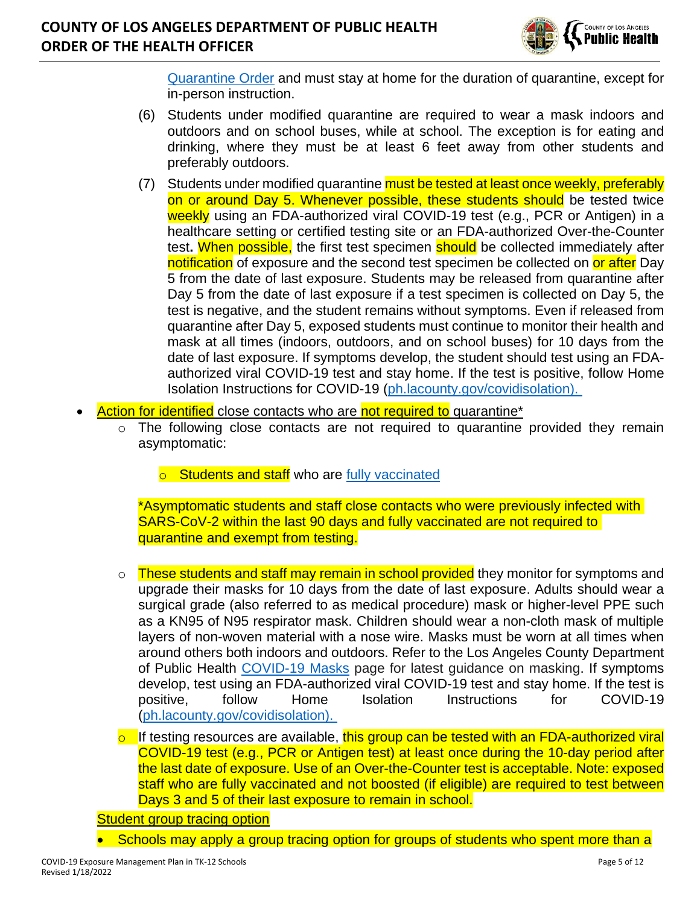[Quarantine Order](#) and must stay at home for the duration of quarantine, except for in-person instruction.

(6) Students under modified quarantine are required to wear a mask indoors and outdoors and on school buses, while at school. The exception is for eating and drinking, where they must be at least 6 feet away from other students and preferably outdoors.

(7) Students under modified quarantine must be tested at least once weekly, preferably on or around Day 5. Whenever possible, these students should be tested twice weekly using an FDA-authorized viral COVID-19 test (e.g., PCR or Antigen) in a healthcare setting or certified testing site or an FDA-authorized Over-the-Counter test**.** When possible, the first test specimen should be collected immediately after notification of exposure and the second test specimen be collected on or after Day 5 from the date of last exposure. Students may be released from quarantine after Day 5 from the date of last exposure if a test specimen is collected on Day 5, the test is negative, and the student remains without symptoms. Even if released from quarantine after Day 5, exposed students must continue to monitor their health and mask at all times (indoors, outdoors, and on school buses) for 10 days from the date of last exposure. If symptoms develop, the student should test using an FDA-authorized viral COVID-19 test and stay home. If the test is positive, follow Home Isolation Instructions for COVID-19 (ph.lacounty.gov/covidisolation).

- <u>Action for identified close contacts who are not required to quarantine*</u>
  - The following close contacts are not required to quarantine provided they remain asymptomatic:
    - Students and staff who are [fully vaccinated](#)

    *Asymptomatic students and staff close contacts who were previously infected with SARS-CoV-2 within the last 90 days and fully vaccinated are not required to quarantine and exempt from testing.

  - These students and staff may remain in school provided they monitor for symptoms and upgrade their masks for 10 days from the date of last exposure. Adults should wear a surgical grade (also referred to as medical procedure) mask or higher-level PPE such as a KN95 of N95 respirator mask. Children should wear a non-cloth mask of multiple layers of non-woven material with a nose wire. Masks must be worn at all times when around others both indoors and outdoors. Refer to the Los Angeles County Department of Public Health [COVID-19 Masks](#) page for latest guidance on masking. If symptoms develop, test using an FDA-authorized viral COVID-19 test and stay home. If the test is positive, follow Home Isolation Instructions for COVID-19 (ph.lacounty.gov/covidisolation).
  - If testing resources are available, this group can be tested with an FDA-authorized viral COVID-19 test (e.g., PCR or Antigen test) at least once during the 10-day period after the last date of exposure. Use of an Over-the-Counter test is acceptable. Note: exposed staff who are fully vaccinated and not boosted (if eligible) are required to test between Days 3 and 5 of their last exposure to remain in school.

<u>Student group tracing option</u>

- Schools may apply a group tracing option for groups of students who spent more than a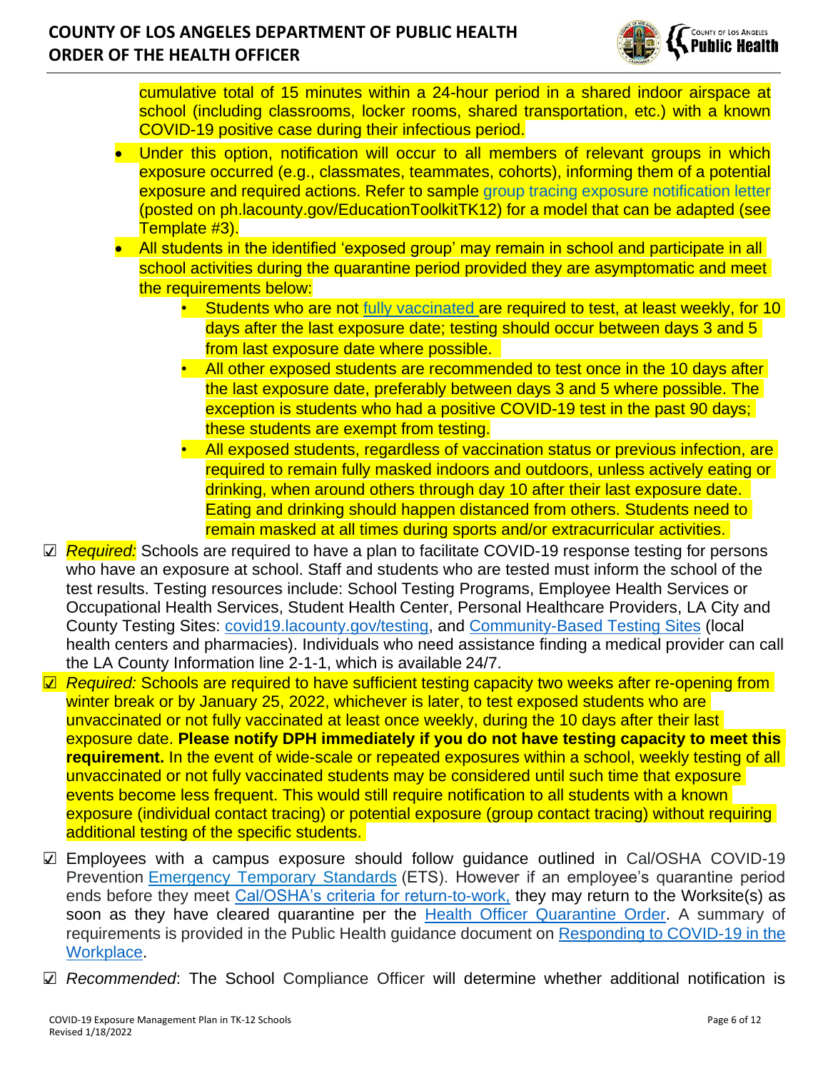cumulative total of 15 minutes within a 24-hour period in a shared indoor airspace at school (including classrooms, locker rooms, shared transportation, etc.) with a known COVID-19 positive case during their infectious period.

- Under this option, notification will occur to all members of relevant groups in which exposure occurred (e.g., classmates, teammates, cohorts), informing them of a potential exposure and required actions. Refer to sample group tracing exposure notification letter (posted on ph.lacounty.gov/EducationToolkitTK12) for a model that can be adapted (see Template #3).
- All students in the identified 'exposed group' may remain in school and participate in all school activities during the quarantine period provided they are asymptomatic and meet the requirements below:
  - Students who are not fully vaccinated are required to test, at least weekly, for 10 days after the last exposure date; testing should occur between days 3 and 5 from last exposure date where possible.
  - All other exposed students are recommended to test once in the 10 days after the last exposure date, preferably between days 3 and 5 where possible. The exception is students who had a positive COVID-19 test in the past 90 days; these students are exempt from testing.
  - All exposed students, regardless of vaccination status or previous infection, are required to remain fully masked indoors and outdoors, unless actively eating or drinking, when around others through day 10 after their last exposure date. Eating and drinking should happen distanced from others. Students need to remain masked at all times during sports and/or extracurricular activities.

☑ *Required:* Schools are required to have a plan to facilitate COVID-19 response testing for persons who have an exposure at school. Staff and students who are tested must inform the school of the test results. Testing resources include: School Testing Programs, Employee Health Services or Occupational Health Services, Student Health Center, Personal Healthcare Providers, LA City and County Testing Sites: covid19.lacounty.gov/testing, and Community-Based Testing Sites (local health centers and pharmacies). Individuals who need assistance finding a medical provider can call the LA County Information line 2-1-1, which is available 24/7.

☑ *Required:* Schools are required to have sufficient testing capacity two weeks after re-opening from winter break or by January 25, 2022, whichever is later, to test exposed students who are unvaccinated or not fully vaccinated at least once weekly, during the 10 days after their last exposure date. **Please notify DPH immediately if you do not have testing capacity to meet this requirement.** In the event of wide-scale or repeated exposures within a school, weekly testing of all unvaccinated or not fully vaccinated students may be considered until such time that exposure events become less frequent. This would still require notification to all students with a known exposure (individual contact tracing) or potential exposure (group contact tracing) without requiring additional testing of the specific students.

☑ Employees with a campus exposure should follow guidance outlined in Cal/OSHA COVID-19 Prevention Emergency Temporary Standards (ETS). However if an employee's quarantine period ends before they meet Cal/OSHA's criteria for return-to-work, they may return to the Worksite(s) as soon as they have cleared quarantine per the Health Officer Quarantine Order. A summary of requirements is provided in the Public Health guidance document on Responding to COVID-19 in the Workplace.

☑ *Recommended*: The School Compliance Officer will determine whether additional notification is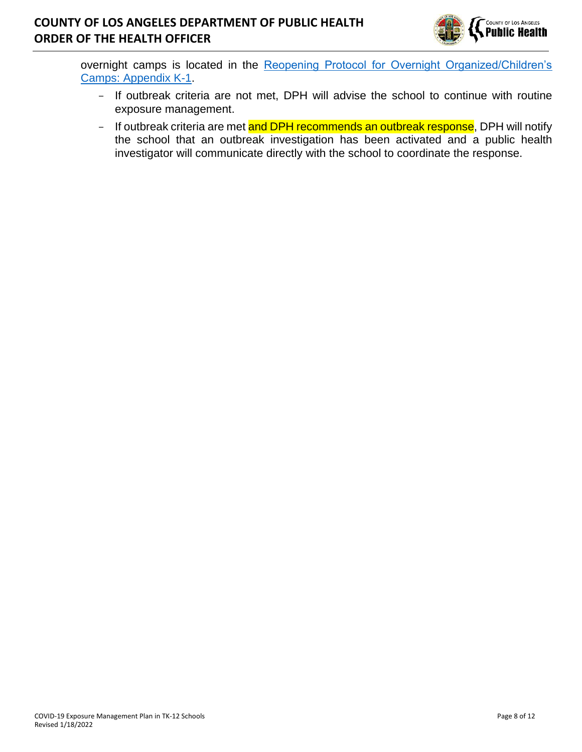overnight camps is located in the [Reopening Protocol for Overnight Organized/Children's Camps: Appendix K-1](Reopening Protocol for Overnight Organized/Children's Camps: Appendix K-1).

- If outbreak criteria are not met, DPH will advise the school to continue with routine exposure management.
- If outbreak criteria are met and DPH recommends an outbreak response, DPH will notify the school that an outbreak investigation has been activated and a public health investigator will communicate directly with the school to coordinate the response.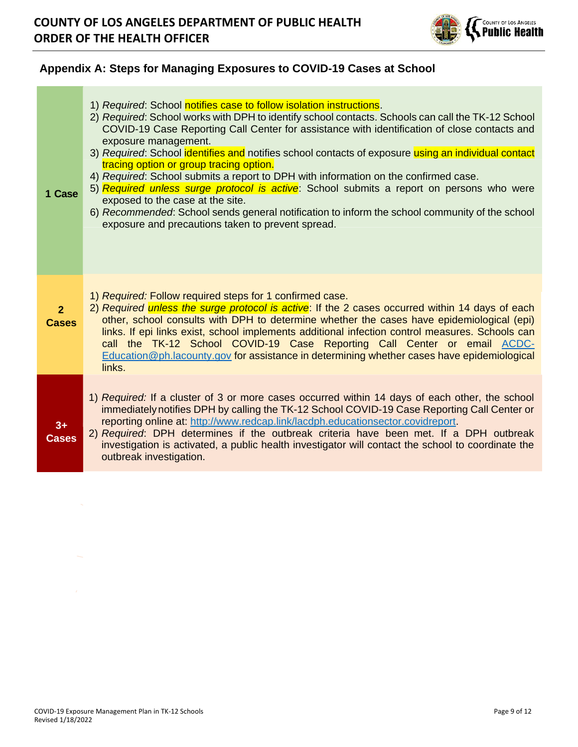## Appendix A: Steps for Managing Exposures to COVID-19 Cases at School

| | |
|---|---|
| **1 Case** | 1) *Required*: School notifies case to follow isolation instructions.<br>2) *Required*: School works with DPH to identify school contacts. Schools can call the TK-12 School COVID-19 Case Reporting Call Center for assistance with identification of close contacts and exposure management.<br>3) *Required*: School identifies and notifies school contacts of exposure using an individual contact tracing option or group tracing option.<br>4) *Required*: School submits a report to DPH with information on the confirmed case.<br>5) *Required unless surge protocol is active*: School submits a report on persons who were exposed to the case at the site.<br>6) *Recommended*: School sends general notification to inform the school community of the school exposure and precautions taken to prevent spread. |
| **2 Cases** | 1) *Required:* Follow required steps for 1 confirmed case.<br>2) *Required unless the surge protocol is active*: If the 2 cases occurred within 14 days of each other, school consults with DPH to determine whether the cases have epidemiological (epi) links. If epi links exist, school implements additional infection control measures. Schools can call the TK-12 School COVID-19 Case Reporting Call Center or email ACDC-Education@ph.lacounty.gov for assistance in determining whether cases have epidemiological links. |
| **3+ Cases** | 1) *Required:* If a cluster of 3 or more cases occurred within 14 days of each other, the school immediately notifies DPH by calling the TK-12 School COVID-19 Case Reporting Call Center or reporting online at: http://www.redcap.link/lacdph.educationsector.covidreport.<br>2) *Required*: DPH determines if the outbreak criteria have been met. If a DPH outbreak investigation is activated, a public health investigator will contact the school to coordinate the outbreak investigation. |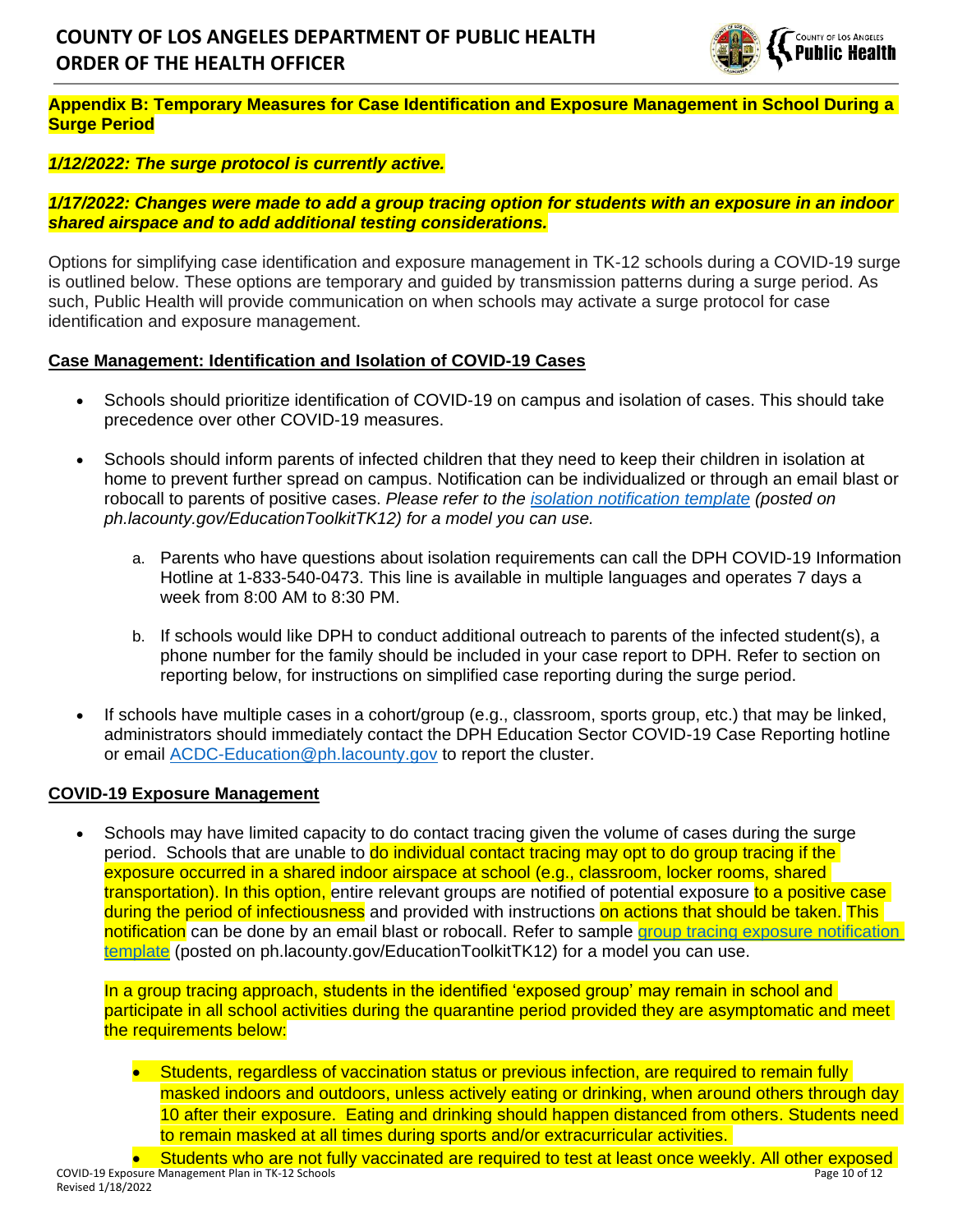**Appendix B: Temporary Measures for Case Identification and Exposure Management in School During a Surge Period**

***1/12/2022: The surge protocol is currently active.***

***1/17/2022: Changes were made to add a group tracing option for students with an exposure in an indoor shared airspace and to add additional testing considerations.***

Options for simplifying case identification and exposure management in TK-12 schools during a COVID-19 surge is outlined below. These options are temporary and guided by transmission patterns during a surge period. As such, Public Health will provide communication on when schools may activate a surge protocol for case identification and exposure management.

**Case Management: Identification and Isolation of COVID-19 Cases**

- Schools should prioritize identification of COVID-19 on campus and isolation of cases. This should take precedence over other COVID-19 measures.
- Schools should inform parents of infected children that they need to keep their children in isolation at home to prevent further spread on campus. Notification can be individualized or through an email blast or robocall to parents of positive cases. *Please refer to the isolation notification template (posted on ph.lacounty.gov/EducationToolkitTK12) for a model you can use.*
    a. Parents who have questions about isolation requirements can call the DPH COVID-19 Information Hotline at 1-833-540-0473. This line is available in multiple languages and operates 7 days a week from 8:00 AM to 8:30 PM.
    b. If schools would like DPH to conduct additional outreach to parents of the infected student(s), a phone number for the family should be included in your case report to DPH. Refer to section on reporting below, for instructions on simplified case reporting during the surge period.
- If schools have multiple cases in a cohort/group (e.g., classroom, sports group, etc.) that may be linked, administrators should immediately contact the DPH Education Sector COVID-19 Case Reporting hotline or email ACDC-Education@ph.lacounty.gov to report the cluster.

**COVID-19 Exposure Management**

- Schools may have limited capacity to do contact tracing given the volume of cases during the surge period. Schools that are unable to do individual contact tracing may opt to do group tracing if the exposure occurred in a shared indoor airspace at school (e.g., classroom, locker rooms, shared transportation). In this option, entire relevant groups are notified of potential exposure to a positive case during the period of infectiousness and provided with instructions on actions that should be taken. This notification can be done by an email blast or robocall. Refer to sample group tracing exposure notification template (posted on ph.lacounty.gov/EducationToolkitTK12) for a model you can use.

  In a group tracing approach, students in the identified 'exposed group' may remain in school and participate in all school activities during the quarantine period provided they are asymptomatic and meet the requirements below:

    - Students, regardless of vaccination status or previous infection, are required to remain fully masked indoors and outdoors, unless actively eating or drinking, when around others through day 10 after their exposure. Eating and drinking should happen distanced from others. Students need to remain masked at all times during sports and/or extracurricular activities.
    - Students who are not fully vaccinated are required to test at least once weekly. All other exposed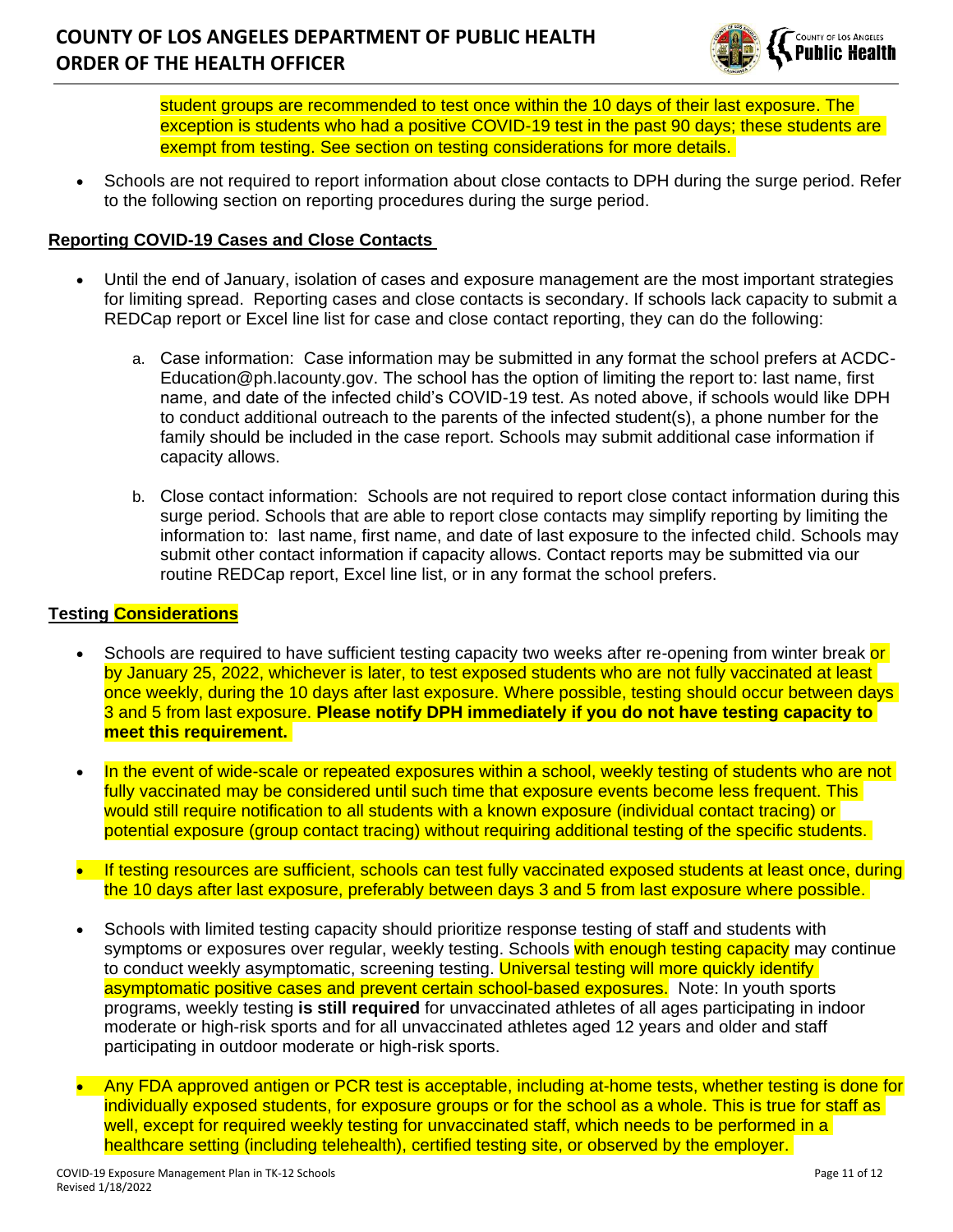student groups are recommended to test once within the 10 days of their last exposure. The exception is students who had a positive COVID-19 test in the past 90 days; these students are exempt from testing. See section on testing considerations for more details.

- Schools are not required to report information about close contacts to DPH during the surge period. Refer to the following section on reporting procedures during the surge period.

**Reporting COVID-19 Cases and Close Contacts**

- Until the end of January, isolation of cases and exposure management are the most important strategies for limiting spread. Reporting cases and close contacts is secondary. If schools lack capacity to submit a REDCap report or Excel line list for case and close contact reporting, they can do the following:

  a. Case information: Case information may be submitted in any format the school prefers at ACDC-Education@ph.lacounty.gov. The school has the option of limiting the report to: last name, first name, and date of the infected child's COVID-19 test. As noted above, if schools would like DPH to conduct additional outreach to the parents of the infected student(s), a phone number for the family should be included in the case report. Schools may submit additional case information if capacity allows.

  b. Close contact information: Schools are not required to report close contact information during this surge period. Schools that are able to report close contacts may simplify reporting by limiting the information to: last name, first name, and date of last exposure to the infected child. Schools may submit other contact information if capacity allows. Contact reports may be submitted via our routine REDCap report, Excel line list, or in any format the school prefers.

**Testing Considerations**

- Schools are required to have sufficient testing capacity two weeks after re-opening from winter break or by January 25, 2022, whichever is later, to test exposed students who are not fully vaccinated at least once weekly, during the 10 days after last exposure. Where possible, testing should occur between days 3 and 5 from last exposure. **Please notify DPH immediately if you do not have testing capacity to meet this requirement.**

- In the event of wide-scale or repeated exposures within a school, weekly testing of students who are not fully vaccinated may be considered until such time that exposure events become less frequent. This would still require notification to all students with a known exposure (individual contact tracing) or potential exposure (group contact tracing) without requiring additional testing of the specific students.

- If testing resources are sufficient, schools can test fully vaccinated exposed students at least once, during the 10 days after last exposure, preferably between days 3 and 5 from last exposure where possible.

- Schools with limited testing capacity should prioritize response testing of staff and students with symptoms or exposures over regular, weekly testing. Schools with enough testing capacity may continue to conduct weekly asymptomatic, screening testing. Universal testing will more quickly identify asymptomatic positive cases and prevent certain school-based exposures. Note: In youth sports programs, weekly testing **is still required** for unvaccinated athletes of all ages participating in indoor moderate or high-risk sports and for all unvaccinated athletes aged 12 years and older and staff participating in outdoor moderate or high-risk sports.

- Any FDA approved antigen or PCR test is acceptable, including at-home tests, whether testing is done for individually exposed students, for exposure groups or for the school as a whole. This is true for staff as well, except for required weekly testing for unvaccinated staff, which needs to be performed in a healthcare setting (including telehealth), certified testing site, or observed by the employer.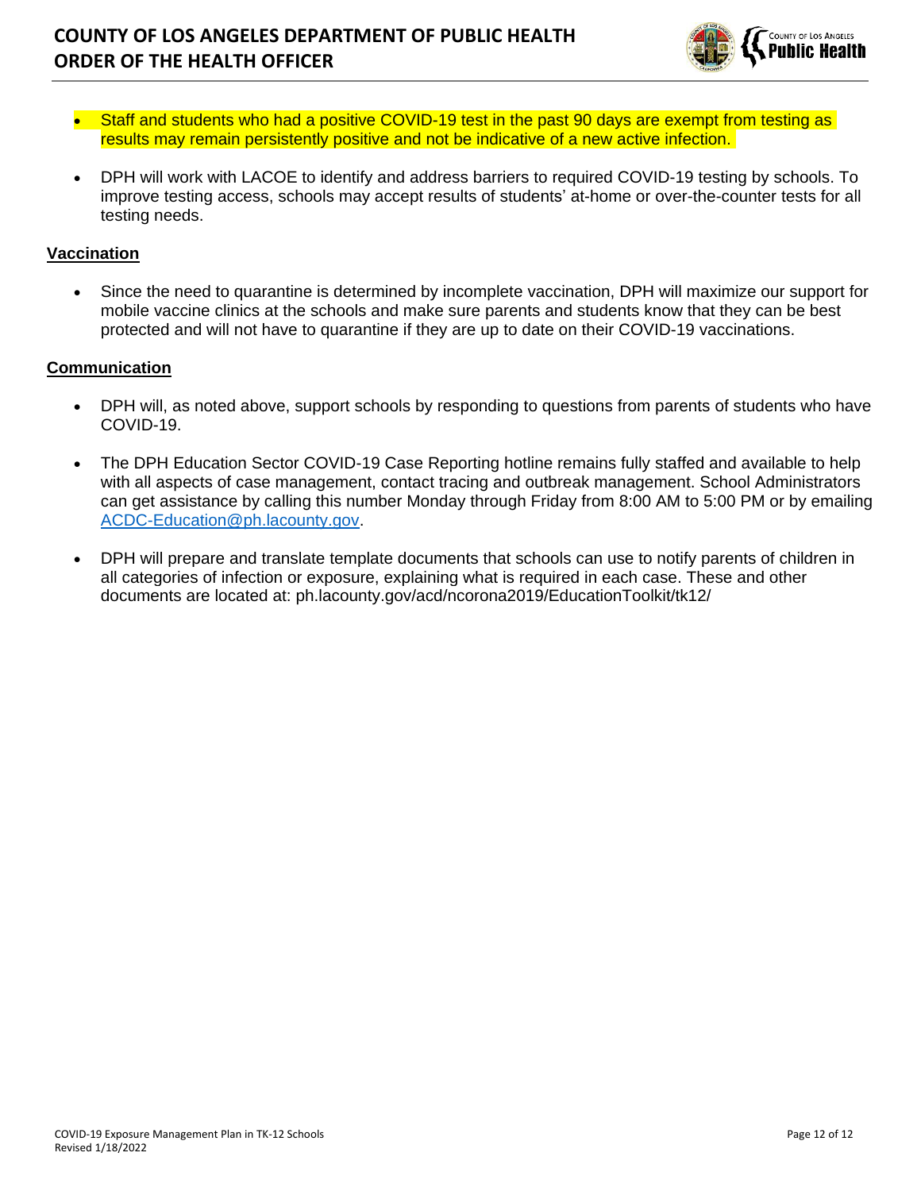- Staff and students who had a positive COVID-19 test in the past 90 days are exempt from testing as results may remain persistently positive and not be indicative of a new active infection.

- DPH will work with LACOE to identify and address barriers to required COVID-19 testing by schools. To improve testing access, schools may accept results of students' at-home or over-the-counter tests for all testing needs.

**Vaccination**

- Since the need to quarantine is determined by incomplete vaccination, DPH will maximize our support for mobile vaccine clinics at the schools and make sure parents and students know that they can be best protected and will not have to quarantine if they are up to date on their COVID-19 vaccinations.

**Communication**

- DPH will, as noted above, support schools by responding to questions from parents of students who have COVID-19.

- The DPH Education Sector COVID-19 Case Reporting hotline remains fully staffed and available to help with all aspects of case management, contact tracing and outbreak management. School Administrators can get assistance by calling this number Monday through Friday from 8:00 AM to 5:00 PM or by emailing ACDC-Education@ph.lacounty.gov.

- DPH will prepare and translate template documents that schools can use to notify parents of children in all categories of infection or exposure, explaining what is required in each case. These and other documents are located at: ph.lacounty.gov/acd/ncorona2019/EducationToolkit/tk12/